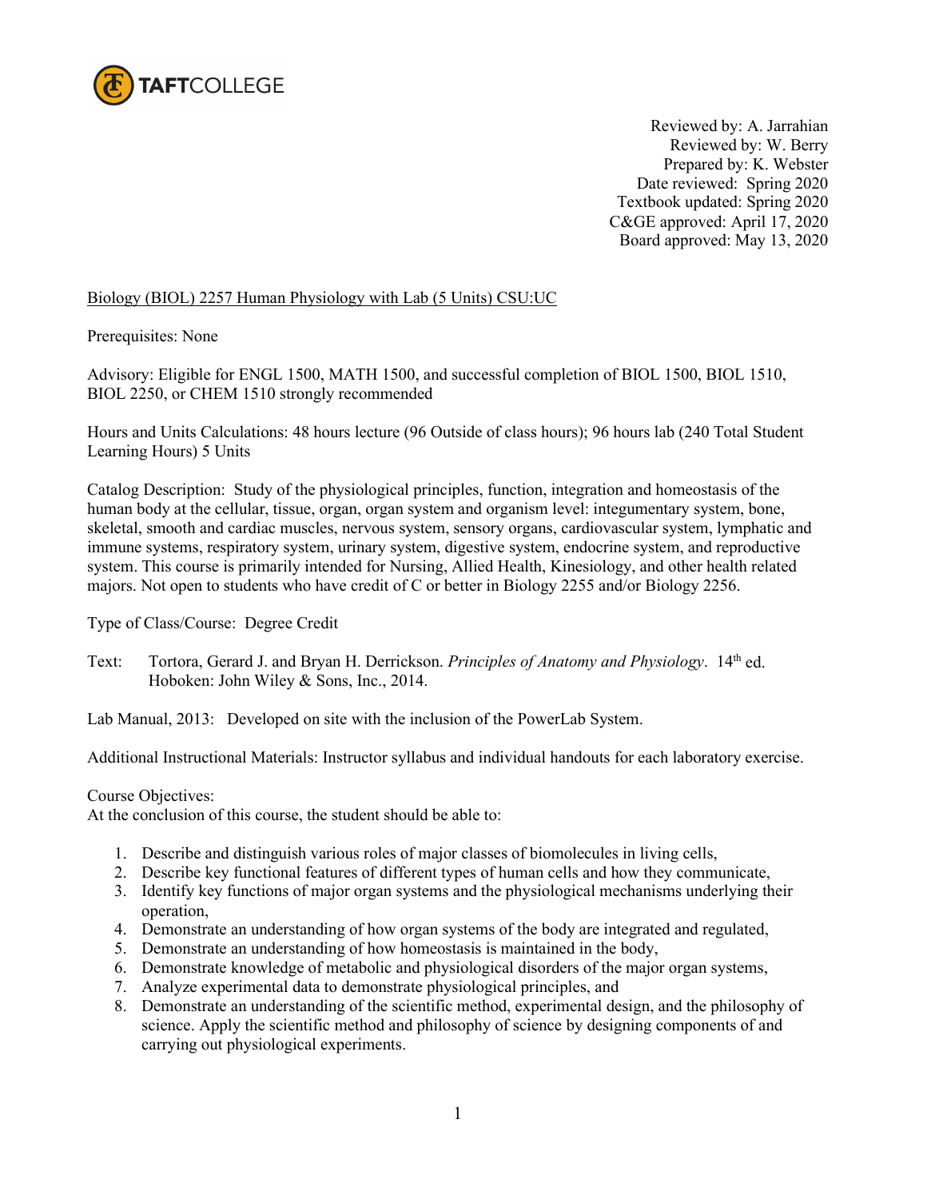TAFTCOLLEGE

Reviewed by: A. Jarrahian
Reviewed by: W. Berry
Prepared by: K. Webster
Date reviewed: Spring 2020
Textbook updated: Spring 2020
C&GE approved: April 17, 2020
Board approved: May 13, 2020

Biology (BIOL) 2257 Human Physiology with Lab (5 Units) CSU:UC

Prerequisites: None

Advisory: Eligible for ENGL 1500, MATH 1500, and successful completion of BIOL 1500, BIOL 1510, BIOL 2250, or CHEM 1510 strongly recommended

Hours and Units Calculations: 48 hours lecture (96 Outside of class hours); 96 hours lab (240 Total Student Learning Hours) 5 Units

Catalog Description: Study of the physiological principles, function, integration and homeostasis of the human body at the cellular, tissue, organ, organ system and organism level: integumentary system, bone, skeletal, smooth and cardiac muscles, nervous system, sensory organs, cardiovascular system, lymphatic and immune systems, respiratory system, urinary system, digestive system, endocrine system, and reproductive system. This course is primarily intended for Nursing, Allied Health, Kinesiology, and other health related majors. Not open to students who have credit of C or better in Biology 2255 and/or Biology 2256.

Type of Class/Course: Degree Credit

Text: Tortora, Gerard J. and Bryan H. Derrickson. *Principles of Anatomy and Physiology*. 14th ed. Hoboken: John Wiley & Sons, Inc., 2014.

Lab Manual, 2013: Developed on site with the inclusion of the PowerLab System.

Additional Instructional Materials: Instructor syllabus and individual handouts for each laboratory exercise.

Course Objectives:
At the conclusion of this course, the student should be able to:

1. Describe and distinguish various roles of major classes of biomolecules in living cells,
2. Describe key functional features of different types of human cells and how they communicate,
3. Identify key functions of major organ systems and the physiological mechanisms underlying their operation,
4. Demonstrate an understanding of how organ systems of the body are integrated and regulated,
5. Demonstrate an understanding of how homeostasis is maintained in the body,
6. Demonstrate knowledge of metabolic and physiological disorders of the major organ systems,
7. Analyze experimental data to demonstrate physiological principles, and
8. Demonstrate an understanding of the scientific method, experimental design, and the philosophy of science. Apply the scientific method and philosophy of science by designing components of and carrying out physiological experiments.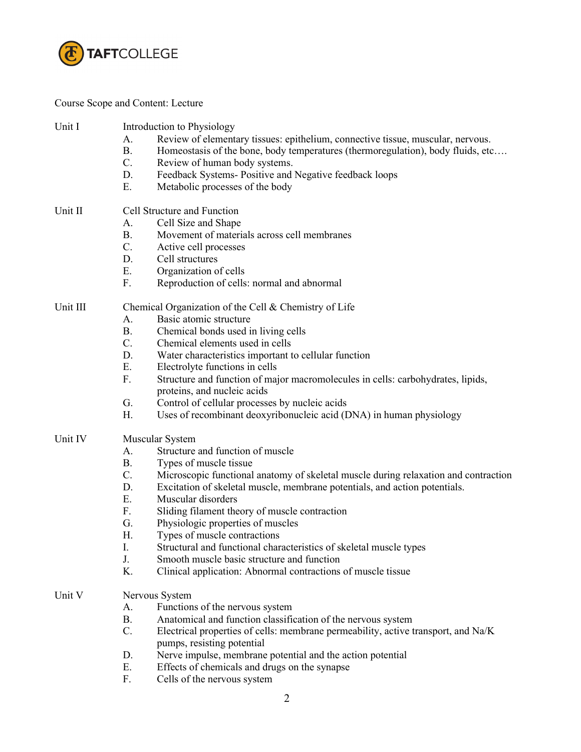Course Scope and Content: Lecture

Unit I — Introduction to Physiology

- A. Review of elementary tissues: epithelium, connective tissue, muscular, nervous.
- B. Homeostasis of the bone, body temperatures (thermoregulation), body fluids, etc….
- C. Review of human body systems.
- D. Feedback Systems- Positive and Negative feedback loops
- E. Metabolic processes of the body

Unit II — Cell Structure and Function

- A. Cell Size and Shape
- B. Movement of materials across cell membranes
- C. Active cell processes
- D. Cell structures
- E. Organization of cells
- F. Reproduction of cells: normal and abnormal

Unit III — Chemical Organization of the Cell & Chemistry of Life

- A. Basic atomic structure
- B. Chemical bonds used in living cells
- C. Chemical elements used in cells
- D. Water characteristics important to cellular function
- E. Electrolyte functions in cells
- F. Structure and function of major macromolecules in cells: carbohydrates, lipids, proteins, and nucleic acids
- G. Control of cellular processes by nucleic acids
- H. Uses of recombinant deoxyribonucleic acid (DNA) in human physiology

Unit IV — Muscular System

- A. Structure and function of muscle
- B. Types of muscle tissue
- C. Microscopic functional anatomy of skeletal muscle during relaxation and contraction
- D. Excitation of skeletal muscle, membrane potentials, and action potentials.
- E. Muscular disorders
- F. Sliding filament theory of muscle contraction
- G. Physiologic properties of muscles
- H. Types of muscle contractions
- I. Structural and functional characteristics of skeletal muscle types
- J. Smooth muscle basic structure and function
- K. Clinical application: Abnormal contractions of muscle tissue

Unit V — Nervous System

- A. Functions of the nervous system
- B. Anatomical and function classification of the nervous system
- C. Electrical properties of cells: membrane permeability, active transport, and Na/K pumps, resisting potential
- D. Nerve impulse, membrane potential and the action potential
- E. Effects of chemicals and drugs on the synapse
- F. Cells of the nervous system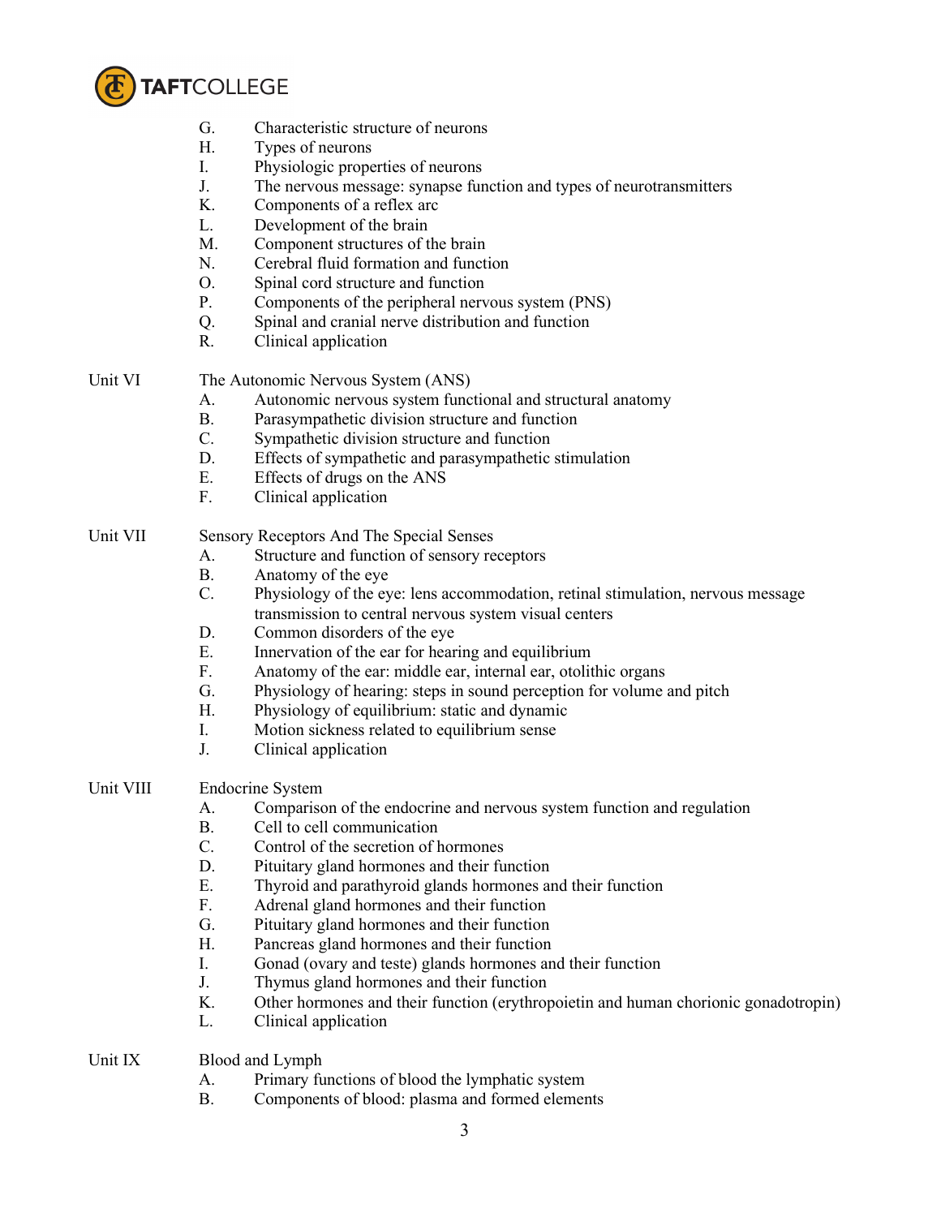G. Characteristic structure of neurons
H. Types of neurons
I. Physiologic properties of neurons
J. The nervous message: synapse function and types of neurotransmitters
K. Components of a reflex arc
L. Development of the brain
M. Component structures of the brain
N. Cerebral fluid formation and function
O. Spinal cord structure and function
P. Components of the peripheral nervous system (PNS)
Q. Spinal and cranial nerve distribution and function
R. Clinical application

Unit VI The Autonomic Nervous System (ANS)

A. Autonomic nervous system functional and structural anatomy
B. Parasympathetic division structure and function
C. Sympathetic division structure and function
D. Effects of sympathetic and parasympathetic stimulation
E. Effects of drugs on the ANS
F. Clinical application

Unit VII Sensory Receptors And The Special Senses

A. Structure and function of sensory receptors
B. Anatomy of the eye
C. Physiology of the eye: lens accommodation, retinal stimulation, nervous message transmission to central nervous system visual centers
D. Common disorders of the eye
E. Innervation of the ear for hearing and equilibrium
F. Anatomy of the ear: middle ear, internal ear, otolithic organs
G. Physiology of hearing: steps in sound perception for volume and pitch
H. Physiology of equilibrium: static and dynamic
I. Motion sickness related to equilibrium sense
J. Clinical application

Unit VIII Endocrine System

A. Comparison of the endocrine and nervous system function and regulation
B. Cell to cell communication
C. Control of the secretion of hormones
D. Pituitary gland hormones and their function
E. Thyroid and parathyroid glands hormones and their function
F. Adrenal gland hormones and their function
G. Pituitary gland hormones and their function
H. Pancreas gland hormones and their function
I. Gonad (ovary and teste) glands hormones and their function
J. Thymus gland hormones and their function
K. Other hormones and their function (erythropoietin and human chorionic gonadotropin)
L. Clinical application

Unit IX Blood and Lymph

A. Primary functions of blood the lymphatic system
B. Components of blood: plasma and formed elements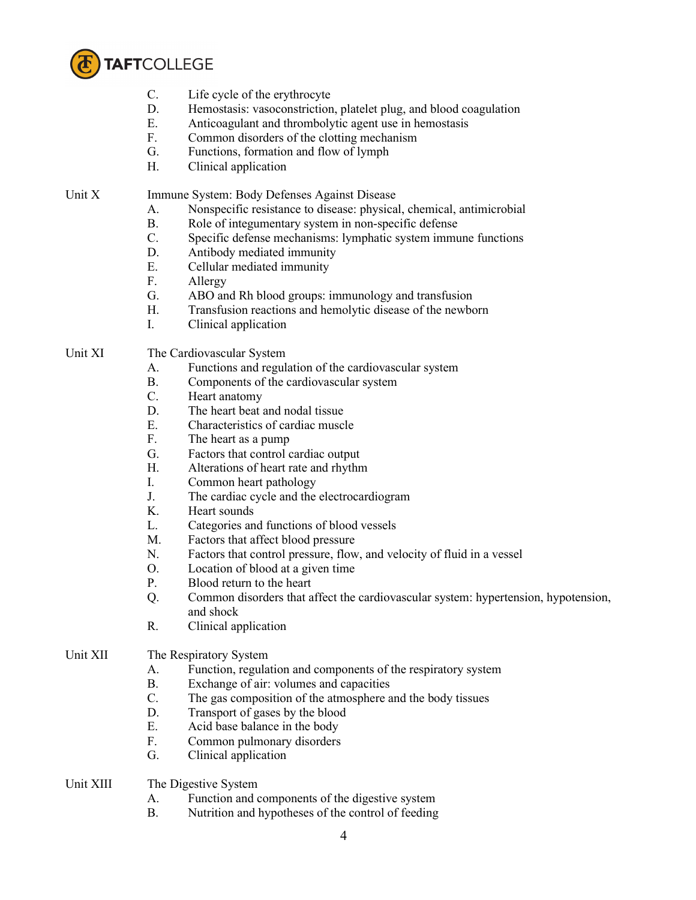C. Life cycle of the erythrocyte
D. Hemostasis: vasoconstriction, platelet plug, and blood coagulation
E. Anticoagulant and thrombolytic agent use in hemostasis
F. Common disorders of the clotting mechanism
G. Functions, formation and flow of lymph
H. Clinical application

Unit X Immune System: Body Defenses Against Disease

A. Nonspecific resistance to disease: physical, chemical, antimicrobial
B. Role of integumentary system in non-specific defense
C. Specific defense mechanisms: lymphatic system immune functions
D. Antibody mediated immunity
E. Cellular mediated immunity
F. Allergy
G. ABO and Rh blood groups: immunology and transfusion
H. Transfusion reactions and hemolytic disease of the newborn
I. Clinical application

Unit XI The Cardiovascular System

A. Functions and regulation of the cardiovascular system
B. Components of the cardiovascular system
C. Heart anatomy
D. The heart beat and nodal tissue
E. Characteristics of cardiac muscle
F. The heart as a pump
G. Factors that control cardiac output
H. Alterations of heart rate and rhythm
I. Common heart pathology
J. The cardiac cycle and the electrocardiogram
K. Heart sounds
L. Categories and functions of blood vessels
M. Factors that affect blood pressure
N. Factors that control pressure, flow, and velocity of fluid in a vessel
O. Location of blood at a given time
P. Blood return to the heart
Q. Common disorders that affect the cardiovascular system: hypertension, hypotension, and shock
R. Clinical application

Unit XII The Respiratory System

A. Function, regulation and components of the respiratory system
B. Exchange of air: volumes and capacities
C. The gas composition of the atmosphere and the body tissues
D. Transport of gases by the blood
E. Acid base balance in the body
F. Common pulmonary disorders
G. Clinical application

Unit XIII The Digestive System

A. Function and components of the digestive system
B. Nutrition and hypotheses of the control of feeding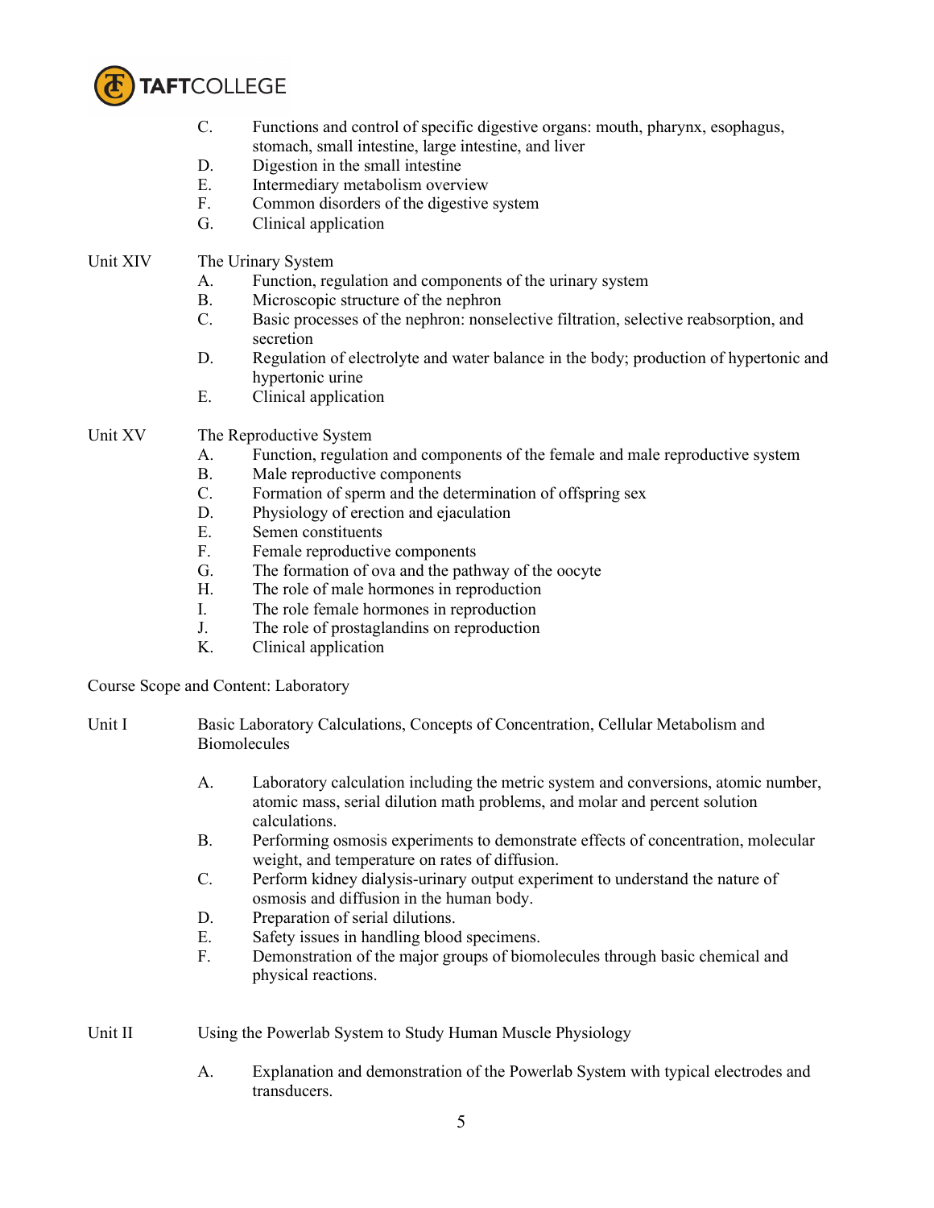C. Functions and control of specific digestive organs: mouth, pharynx, esophagus, stomach, small intestine, large intestine, and liver
D. Digestion in the small intestine
E. Intermediary metabolism overview
F. Common disorders of the digestive system
G. Clinical application

Unit XIV The Urinary System

A. Function, regulation and components of the urinary system
B. Microscopic structure of the nephron
C. Basic processes of the nephron: nonselective filtration, selective reabsorption, and secretion
D. Regulation of electrolyte and water balance in the body; production of hypertonic and hypertonic urine
E. Clinical application

Unit XV The Reproductive System

A. Function, regulation and components of the female and male reproductive system
B. Male reproductive components
C. Formation of sperm and the determination of offspring sex
D. Physiology of erection and ejaculation
E. Semen constituents
F. Female reproductive components
G. The formation of ova and the pathway of the oocyte
H. The role of male hormones in reproduction
I. The role female hormones in reproduction
J. The role of prostaglandins on reproduction
K. Clinical application

Course Scope and Content: Laboratory

Unit I Basic Laboratory Calculations, Concepts of Concentration, Cellular Metabolism and Biomolecules

A. Laboratory calculation including the metric system and conversions, atomic number, atomic mass, serial dilution math problems, and molar and percent solution calculations.
B. Performing osmosis experiments to demonstrate effects of concentration, molecular weight, and temperature on rates of diffusion.
C. Perform kidney dialysis-urinary output experiment to understand the nature of osmosis and diffusion in the human body.
D. Preparation of serial dilutions.
E. Safety issues in handling blood specimens.
F. Demonstration of the major groups of biomolecules through basic chemical and physical reactions.

Unit II Using the Powerlab System to Study Human Muscle Physiology

A. Explanation and demonstration of the Powerlab System with typical electrodes and transducers.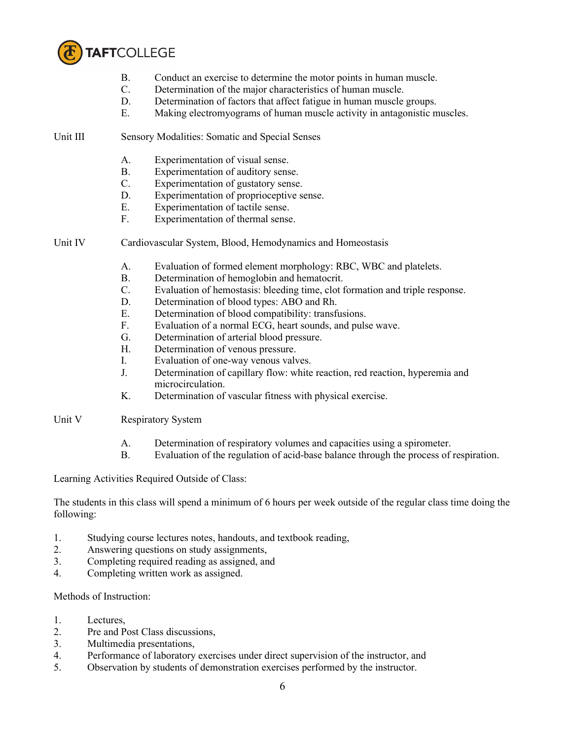B. Conduct an exercise to determine the motor points in human muscle.
C. Determination of the major characteristics of human muscle.
D. Determination of factors that affect fatigue in human muscle groups.
E. Making electromyograms of human muscle activity in antagonistic muscles.

Unit III Sensory Modalities: Somatic and Special Senses

A. Experimentation of visual sense.
B. Experimentation of auditory sense.
C. Experimentation of gustatory sense.
D. Experimentation of proprioceptive sense.
E. Experimentation of tactile sense.
F. Experimentation of thermal sense.

Unit IV Cardiovascular System, Blood, Hemodynamics and Homeostasis

A. Evaluation of formed element morphology: RBC, WBC and platelets.
B. Determination of hemoglobin and hematocrit.
C. Evaluation of hemostasis: bleeding time, clot formation and triple response.
D. Determination of blood types: ABO and Rh.
E. Determination of blood compatibility: transfusions.
F. Evaluation of a normal ECG, heart sounds, and pulse wave.
G. Determination of arterial blood pressure.
H. Determination of venous pressure.
I. Evaluation of one-way venous valves.
J. Determination of capillary flow: white reaction, red reaction, hyperemia and microcirculation.
K. Determination of vascular fitness with physical exercise.

Unit V Respiratory System

A. Determination of respiratory volumes and capacities using a spirometer.
B. Evaluation of the regulation of acid-base balance through the process of respiration.

Learning Activities Required Outside of Class:

The students in this class will spend a minimum of 6 hours per week outside of the regular class time doing the following:

1. Studying course lectures notes, handouts, and textbook reading,
2. Answering questions on study assignments,
3. Completing required reading as assigned, and
4. Completing written work as assigned.

Methods of Instruction:

1. Lectures,
2. Pre and Post Class discussions,
3. Multimedia presentations,
4. Performance of laboratory exercises under direct supervision of the instructor, and
5. Observation by students of demonstration exercises performed by the instructor.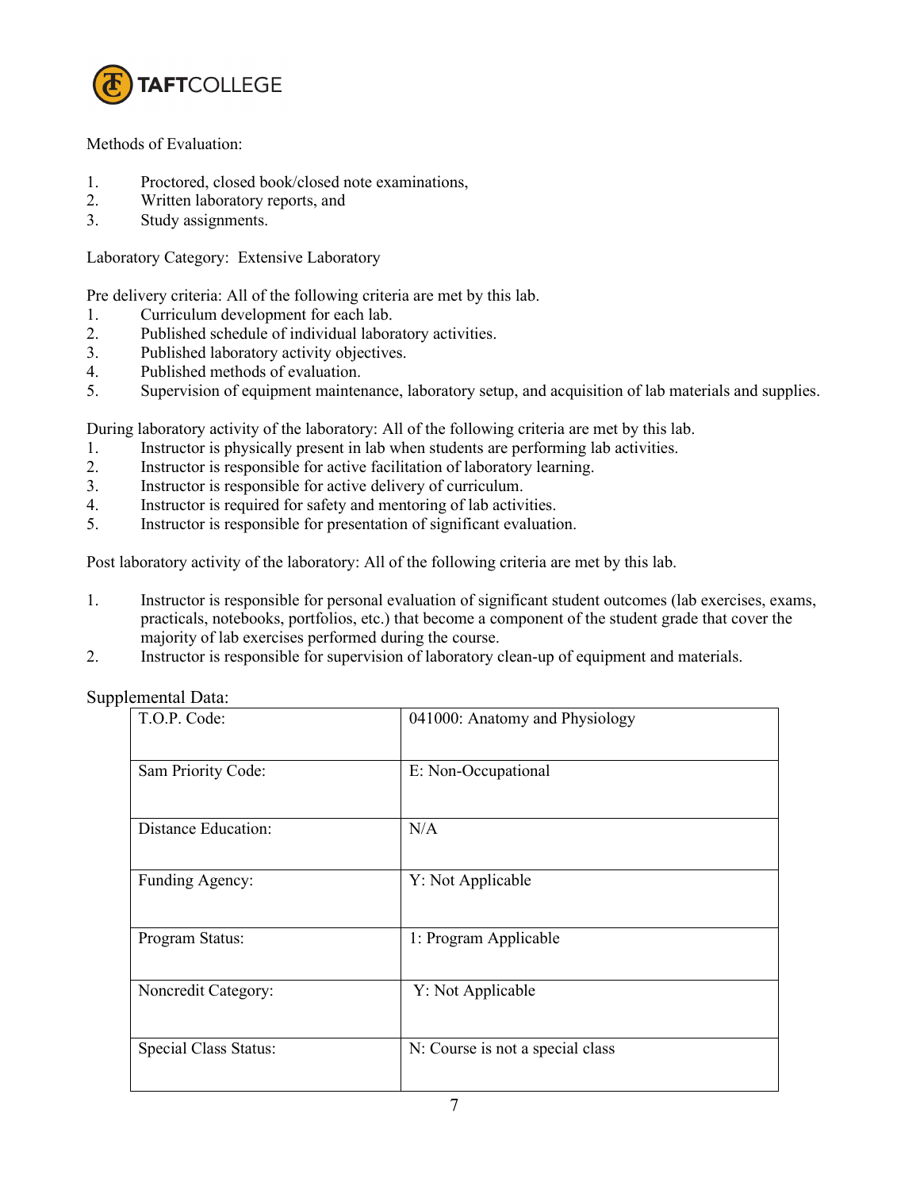Methods of Evaluation:

1. Proctored, closed book/closed note examinations,
2. Written laboratory reports, and
3. Study assignments.

Laboratory Category: Extensive Laboratory

Pre delivery criteria: All of the following criteria are met by this lab.

1. Curriculum development for each lab.
2. Published schedule of individual laboratory activities.
3. Published laboratory activity objectives.
4. Published methods of evaluation.
5. Supervision of equipment maintenance, laboratory setup, and acquisition of lab materials and supplies.

During laboratory activity of the laboratory: All of the following criteria are met by this lab.

1. Instructor is physically present in lab when students are performing lab activities.
2. Instructor is responsible for active facilitation of laboratory learning.
3. Instructor is responsible for active delivery of curriculum.
4. Instructor is required for safety and mentoring of lab activities.
5. Instructor is responsible for presentation of significant evaluation.

Post laboratory activity of the laboratory: All of the following criteria are met by this lab.

1. Instructor is responsible for personal evaluation of significant student outcomes (lab exercises, exams, practicals, notebooks, portfolios, etc.) that become a component of the student grade that cover the majority of lab exercises performed during the course.
2. Instructor is responsible for supervision of laboratory clean-up of equipment and materials.

Supplemental Data:

| | |
|---|---|
| T.O.P. Code: | 041000: Anatomy and Physiology |
| Sam Priority Code: | E: Non-Occupational |
| Distance Education: | N/A |
| Funding Agency: | Y: Not Applicable |
| Program Status: | 1: Program Applicable |
| Noncredit Category: | Y: Not Applicable |
| Special Class Status: | N: Course is not a special class |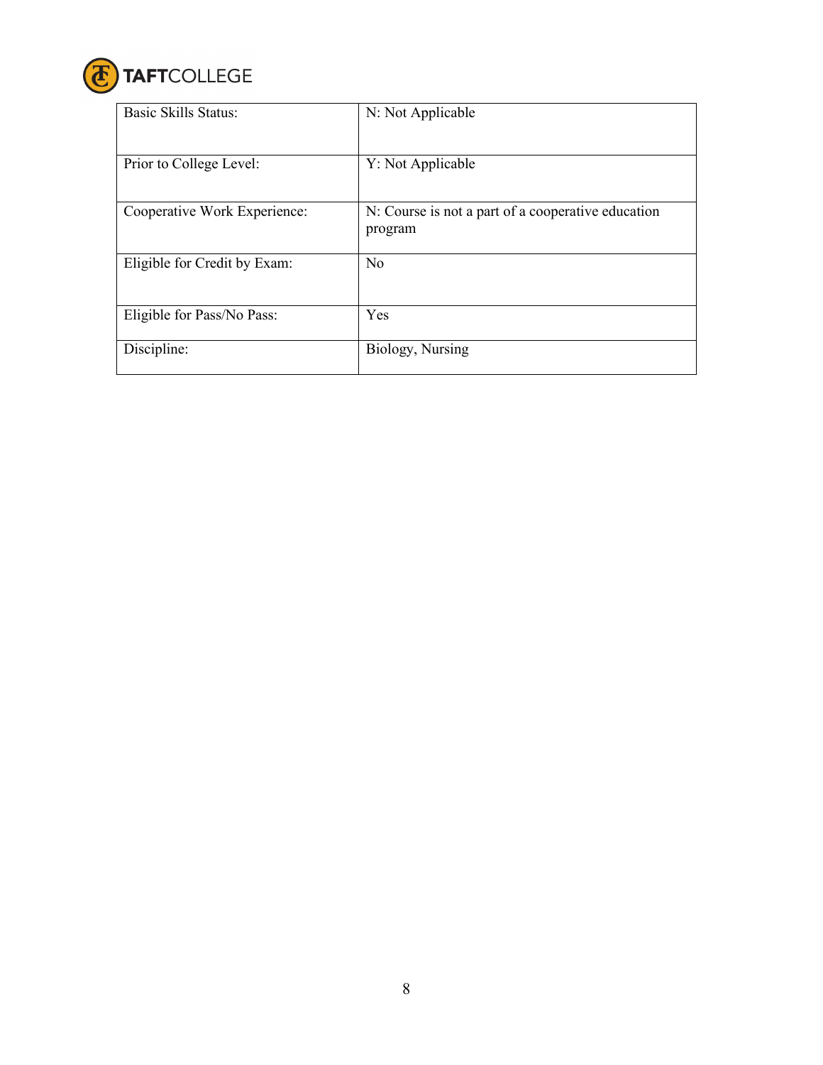| | |
|---|---|
| Basic Skills Status: | N: Not Applicable |
| Prior to College Level: | Y: Not Applicable |
| Cooperative Work Experience: | N: Course is not a part of a cooperative education program |
| Eligible for Credit by Exam: | No |
| Eligible for Pass/No Pass: | Yes |
| Discipline: | Biology, Nursing |